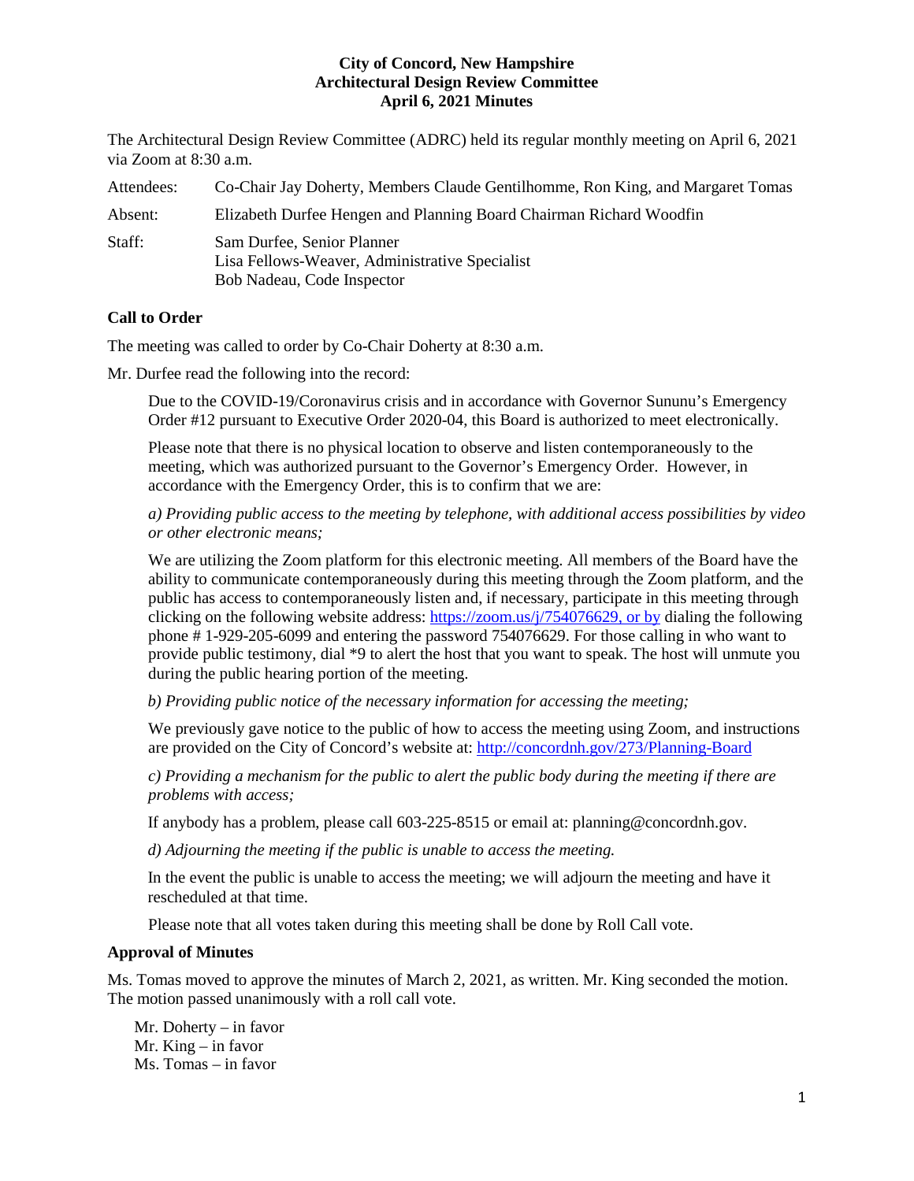**City of Concord, New Hampshire**
**Architectural Design Review Committee**
**April 6, 2021 Minutes**

The Architectural Design Review Committee (ADRC) held its regular monthly meeting on April 6, 2021 via Zoom at 8:30 a.m.

Attendees: Co-Chair Jay Doherty, Members Claude Gentilhomme, Ron King, and Margaret Tomas

Absent: Elizabeth Durfee Hengen and Planning Board Chairman Richard Woodfin

Staff: Sam Durfee, Senior Planner
Lisa Fellows-Weaver, Administrative Specialist
Bob Nadeau, Code Inspector

**Call to Order**

The meeting was called to order by Co-Chair Doherty at 8:30 a.m.

Mr. Durfee read the following into the record:

> Due to the COVID-19/Coronavirus crisis and in accordance with Governor Sununu's Emergency Order #12 pursuant to Executive Order 2020-04, this Board is authorized to meet electronically.
>
> Please note that there is no physical location to observe and listen contemporaneously to the meeting, which was authorized pursuant to the Governor's Emergency Order. However, in accordance with the Emergency Order, this is to confirm that we are:
>
> *a) Providing public access to the meeting by telephone, with additional access possibilities by video or other electronic means;*
>
> We are utilizing the Zoom platform for this electronic meeting. All members of the Board have the ability to communicate contemporaneously during this meeting through the Zoom platform, and the public has access to contemporaneously listen and, if necessary, participate in this meeting through clicking on the following website address: https://zoom.us/j/754076629, or by dialing the following phone # 1-929-205-6099 and entering the password 754076629. For those calling in who want to provide public testimony, dial *9 to alert the host that you want to speak. The host will unmute you during the public hearing portion of the meeting.
>
> *b) Providing public notice of the necessary information for accessing the meeting;*
>
> We previously gave notice to the public of how to access the meeting using Zoom, and instructions are provided on the City of Concord's website at: http://concordnh.gov/273/Planning-Board
>
> *c) Providing a mechanism for the public to alert the public body during the meeting if there are problems with access;*
>
> If anybody has a problem, please call 603-225-8515 or email at: planning@concordnh.gov.
>
> *d) Adjourning the meeting if the public is unable to access the meeting.*
>
> In the event the public is unable to access the meeting; we will adjourn the meeting and have it rescheduled at that time.
>
> Please note that all votes taken during this meeting shall be done by Roll Call vote.

**Approval of Minutes**

Ms. Tomas moved to approve the minutes of March 2, 2021, as written. Mr. King seconded the motion. The motion passed unanimously with a roll call vote.

Mr. Doherty – in favor
Mr. King – in favor
Ms. Tomas – in favor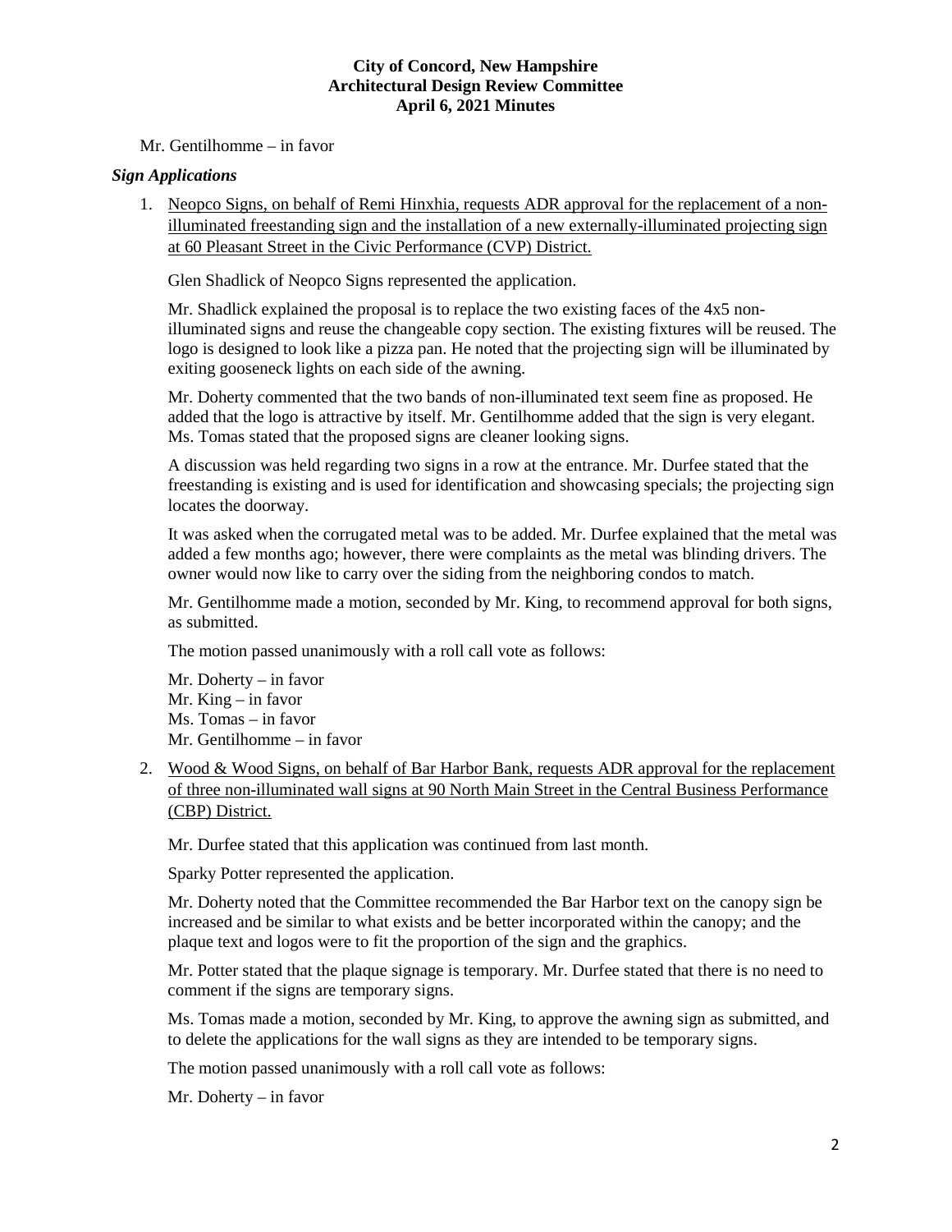Mr. Gentilhomme – in favor

***Sign Applications***

1. Neopco Signs, on behalf of Remi Hinxhia, requests ADR approval for the replacement of a non-illuminated freestanding sign and the installation of a new externally-illuminated projecting sign at 60 Pleasant Street in the Civic Performance (CVP) District.

   Glen Shadlick of Neopco Signs represented the application.

   Mr. Shadlick explained the proposal is to replace the two existing faces of the 4x5 non-illuminated signs and reuse the changeable copy section. The existing fixtures will be reused. The logo is designed to look like a pizza pan. He noted that the projecting sign will be illuminated by exiting gooseneck lights on each side of the awning.

   Mr. Doherty commented that the two bands of non-illuminated text seem fine as proposed. He added that the logo is attractive by itself. Mr. Gentilhomme added that the sign is very elegant. Ms. Tomas stated that the proposed signs are cleaner looking signs.

   A discussion was held regarding two signs in a row at the entrance. Mr. Durfee stated that the freestanding is existing and is used for identification and showcasing specials; the projecting sign locates the doorway.

   It was asked when the corrugated metal was to be added. Mr. Durfee explained that the metal was added a few months ago; however, there were complaints as the metal was blinding drivers. The owner would now like to carry over the siding from the neighboring condos to match.

   Mr. Gentilhomme made a motion, seconded by Mr. King, to recommend approval for both signs, as submitted.

   The motion passed unanimously with a roll call vote as follows:

   Mr. Doherty – in favor
   Mr. King – in favor
   Ms. Tomas – in favor
   Mr. Gentilhomme – in favor

2. Wood & Wood Signs, on behalf of Bar Harbor Bank, requests ADR approval for the replacement of three non-illuminated wall signs at 90 North Main Street in the Central Business Performance (CBP) District.

   Mr. Durfee stated that this application was continued from last month.

   Sparky Potter represented the application.

   Mr. Doherty noted that the Committee recommended the Bar Harbor text on the canopy sign be increased and be similar to what exists and be better incorporated within the canopy; and the plaque text and logos were to fit the proportion of the sign and the graphics.

   Mr. Potter stated that the plaque signage is temporary. Mr. Durfee stated that there is no need to comment if the signs are temporary signs.

   Ms. Tomas made a motion, seconded by Mr. King, to approve the awning sign as submitted, and to delete the applications for the wall signs as they are intended to be temporary signs.

   The motion passed unanimously with a roll call vote as follows:

   Mr. Doherty – in favor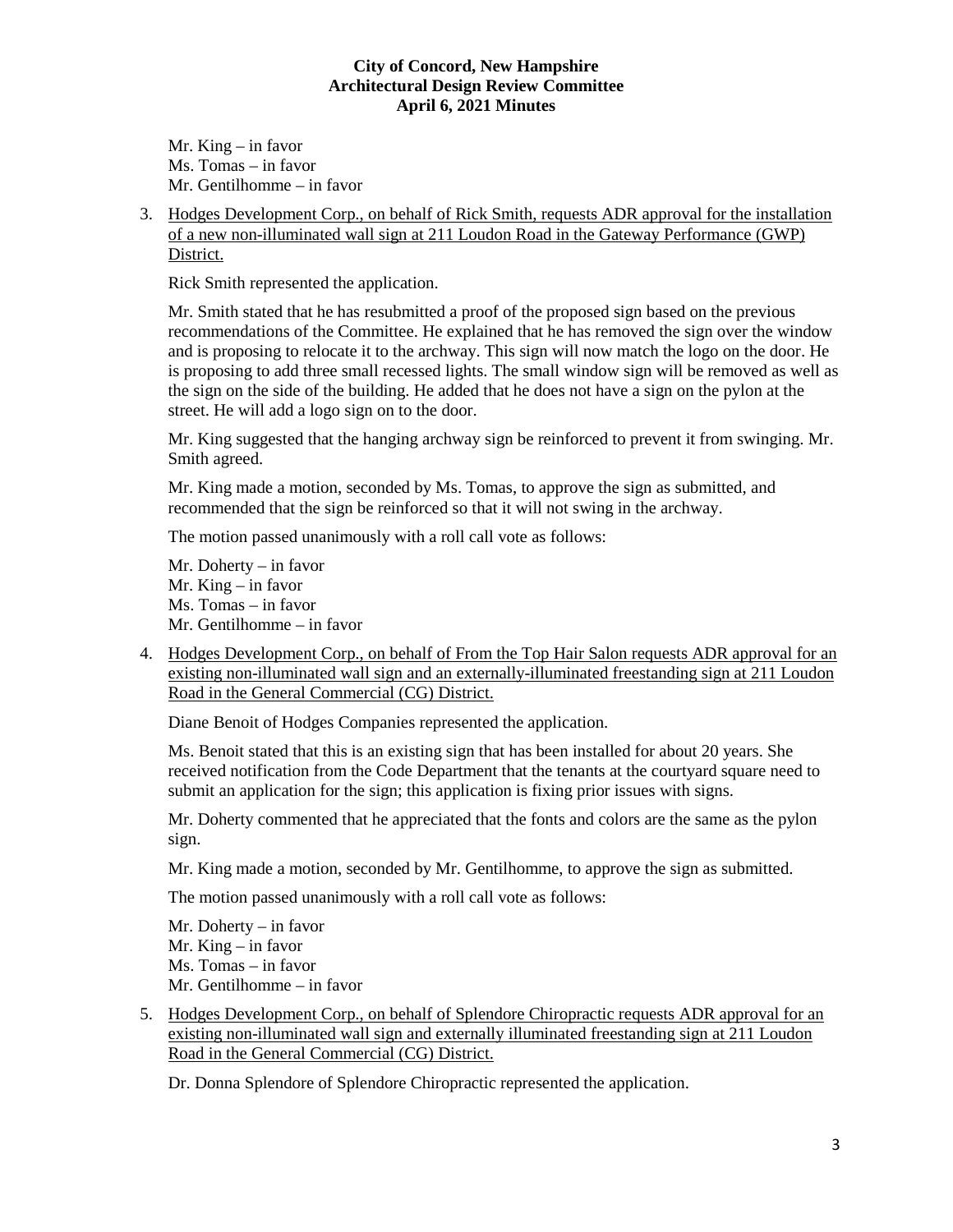Mr. King – in favor
Ms. Tomas – in favor
Mr. Gentilhomme – in favor

3. Hodges Development Corp., on behalf of Rick Smith, requests ADR approval for the installation of a new non-illuminated wall sign at 211 Loudon Road in the Gateway Performance (GWP) District.

   Rick Smith represented the application.

   Mr. Smith stated that he has resubmitted a proof of the proposed sign based on the previous recommendations of the Committee. He explained that he has removed the sign over the window and is proposing to relocate it to the archway. This sign will now match the logo on the door. He is proposing to add three small recessed lights. The small window sign will be removed as well as the sign on the side of the building. He added that he does not have a sign on the pylon at the street. He will add a logo sign on to the door.

   Mr. King suggested that the hanging archway sign be reinforced to prevent it from swinging. Mr. Smith agreed.

   Mr. King made a motion, seconded by Ms. Tomas, to approve the sign as submitted, and recommended that the sign be reinforced so that it will not swing in the archway.

   The motion passed unanimously with a roll call vote as follows:

   Mr. Doherty – in favor
   Mr. King – in favor
   Ms. Tomas – in favor
   Mr. Gentilhomme – in favor

4. Hodges Development Corp., on behalf of From the Top Hair Salon requests ADR approval for an existing non-illuminated wall sign and an externally-illuminated freestanding sign at 211 Loudon Road in the General Commercial (CG) District.

   Diane Benoit of Hodges Companies represented the application.

   Ms. Benoit stated that this is an existing sign that has been installed for about 20 years. She received notification from the Code Department that the tenants at the courtyard square need to submit an application for the sign; this application is fixing prior issues with signs.

   Mr. Doherty commented that he appreciated that the fonts and colors are the same as the pylon sign.

   Mr. King made a motion, seconded by Mr. Gentilhomme, to approve the sign as submitted.

   The motion passed unanimously with a roll call vote as follows:

   Mr. Doherty – in favor
   Mr. King – in favor
   Ms. Tomas – in favor
   Mr. Gentilhomme – in favor

5. Hodges Development Corp., on behalf of Splendore Chiropractic requests ADR approval for an existing non-illuminated wall sign and externally illuminated freestanding sign at 211 Loudon Road in the General Commercial (CG) District.

   Dr. Donna Splendore of Splendore Chiropractic represented the application.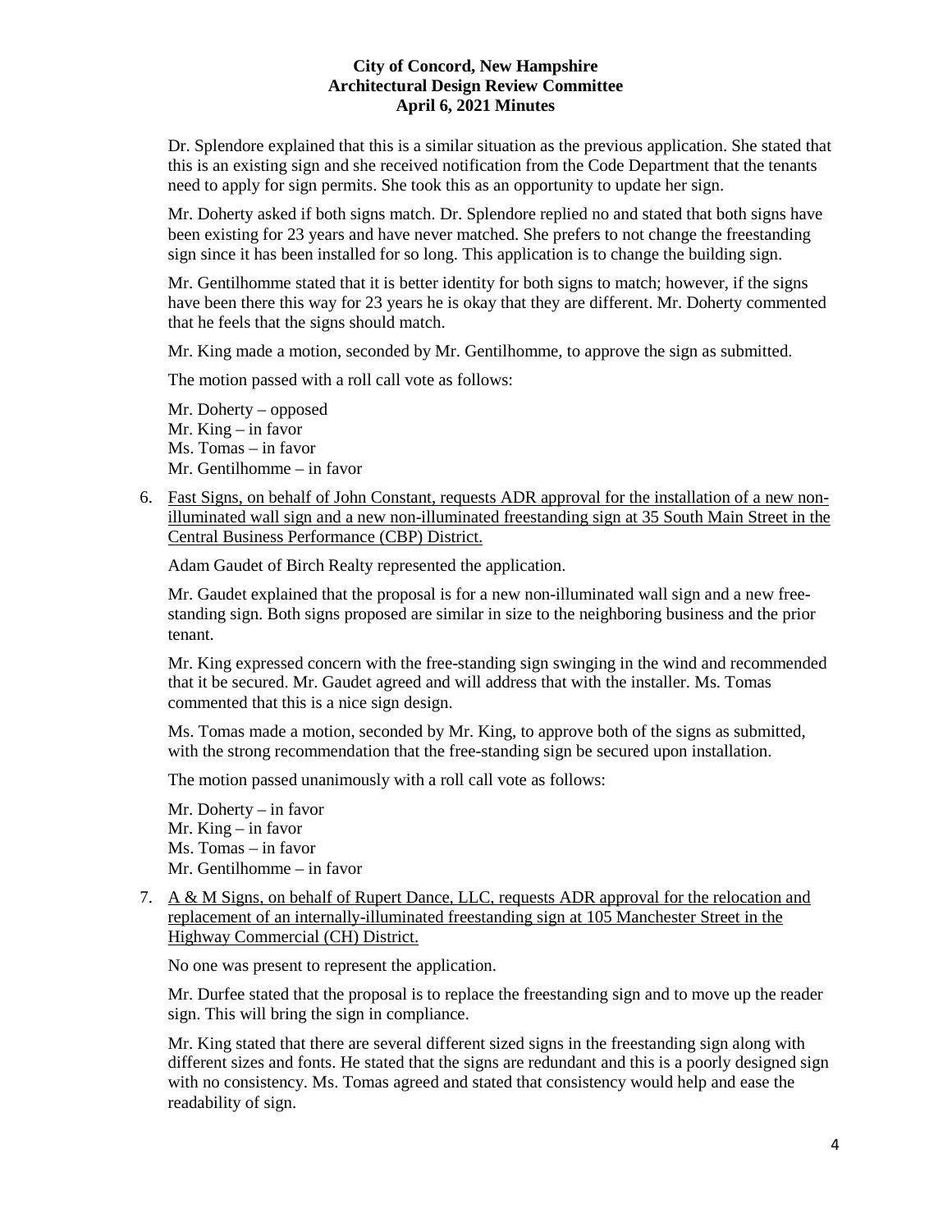Dr. Splendore explained that this is a similar situation as the previous application. She stated that this is an existing sign and she received notification from the Code Department that the tenants need to apply for sign permits. She took this as an opportunity to update her sign.

Mr. Doherty asked if both signs match. Dr. Splendore replied no and stated that both signs have been existing for 23 years and have never matched. She prefers to not change the freestanding sign since it has been installed for so long. This application is to change the building sign.

Mr. Gentilhomme stated that it is better identity for both signs to match; however, if the signs have been there this way for 23 years he is okay that they are different. Mr. Doherty commented that he feels that the signs should match.

Mr. King made a motion, seconded by Mr. Gentilhomme, to approve the sign as submitted.

The motion passed with a roll call vote as follows:

Mr. Doherty – opposed
Mr. King – in favor
Ms. Tomas – in favor
Mr. Gentilhomme – in favor

6. Fast Signs, on behalf of John Constant, requests ADR approval for the installation of a new non-illuminated wall sign and a new non-illuminated freestanding sign at 35 South Main Street in the Central Business Performance (CBP) District.

   Adam Gaudet of Birch Realty represented the application.

   Mr. Gaudet explained that the proposal is for a new non-illuminated wall sign and a new free-standing sign. Both signs proposed are similar in size to the neighboring business and the prior tenant.

   Mr. King expressed concern with the free-standing sign swinging in the wind and recommended that it be secured. Mr. Gaudet agreed and will address that with the installer. Ms. Tomas commented that this is a nice sign design.

   Ms. Tomas made a motion, seconded by Mr. King, to approve both of the signs as submitted, with the strong recommendation that the free-standing sign be secured upon installation.

   The motion passed unanimously with a roll call vote as follows:

   Mr. Doherty – in favor
   Mr. King – in favor
   Ms. Tomas – in favor
   Mr. Gentilhomme – in favor

7. A & M Signs, on behalf of Rupert Dance, LLC, requests ADR approval for the relocation and replacement of an internally-illuminated freestanding sign at 105 Manchester Street in the Highway Commercial (CH) District.

   No one was present to represent the application.

   Mr. Durfee stated that the proposal is to replace the freestanding sign and to move up the reader sign. This will bring the sign in compliance.

   Mr. King stated that there are several different sized signs in the freestanding sign along with different sizes and fonts. He stated that the signs are redundant and this is a poorly designed sign with no consistency. Ms. Tomas agreed and stated that consistency would help and ease the readability of sign.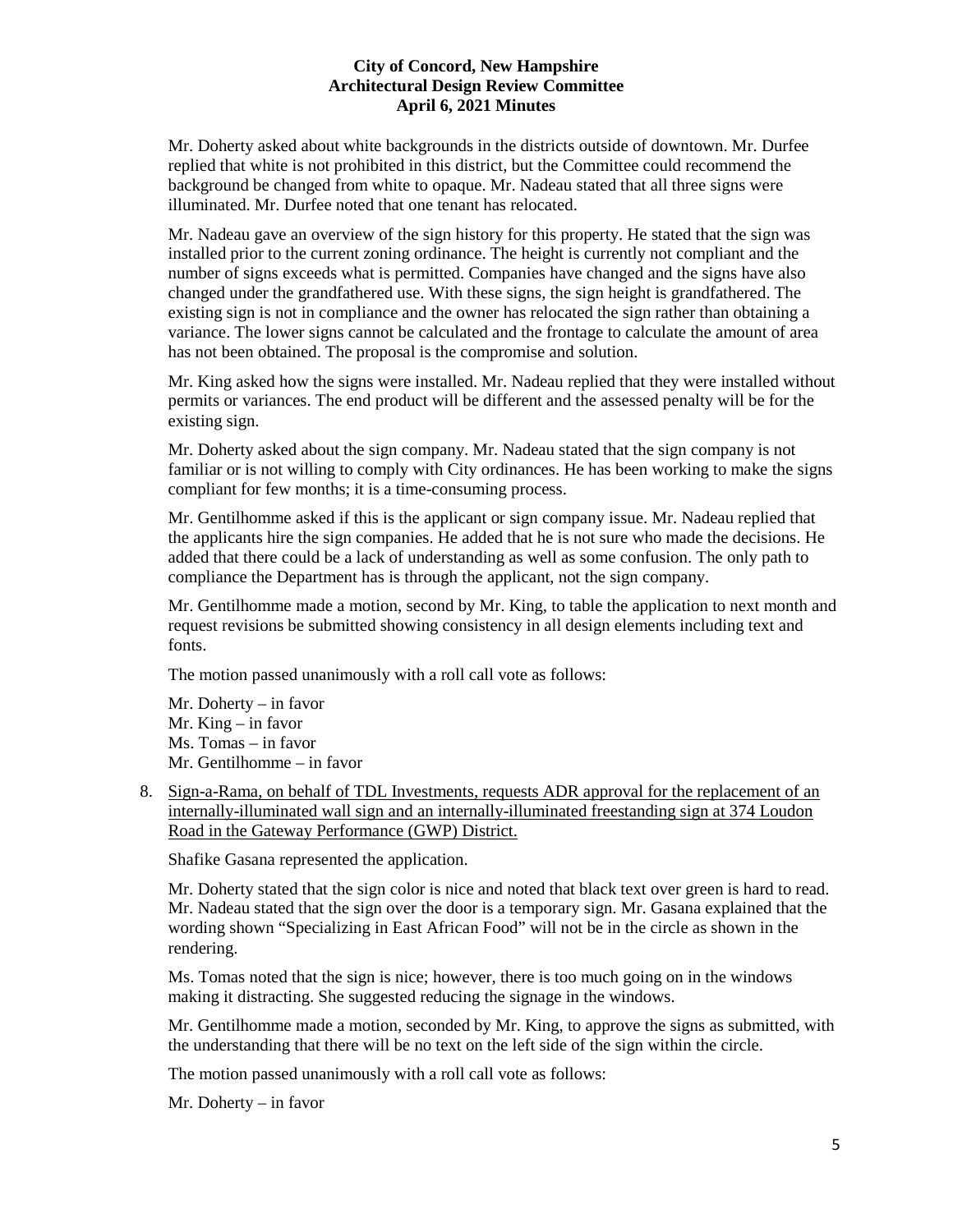Mr. Doherty asked about white backgrounds in the districts outside of downtown. Mr. Durfee replied that white is not prohibited in this district, but the Committee could recommend the background be changed from white to opaque. Mr. Nadeau stated that all three signs were illuminated. Mr. Durfee noted that one tenant has relocated.

Mr. Nadeau gave an overview of the sign history for this property. He stated that the sign was installed prior to the current zoning ordinance. The height is currently not compliant and the number of signs exceeds what is permitted. Companies have changed and the signs have also changed under the grandfathered use. With these signs, the sign height is grandfathered. The existing sign is not in compliance and the owner has relocated the sign rather than obtaining a variance. The lower signs cannot be calculated and the frontage to calculate the amount of area has not been obtained. The proposal is the compromise and solution.

Mr. King asked how the signs were installed. Mr. Nadeau replied that they were installed without permits or variances. The end product will be different and the assessed penalty will be for the existing sign.

Mr. Doherty asked about the sign company. Mr. Nadeau stated that the sign company is not familiar or is not willing to comply with City ordinances. He has been working to make the signs compliant for few months; it is a time-consuming process.

Mr. Gentilhomme asked if this is the applicant or sign company issue. Mr. Nadeau replied that the applicants hire the sign companies. He added that he is not sure who made the decisions. He added that there could be a lack of understanding as well as some confusion. The only path to compliance the Department has is through the applicant, not the sign company.

Mr. Gentilhomme made a motion, second by Mr. King, to table the application to next month and request revisions be submitted showing consistency in all design elements including text and fonts.

The motion passed unanimously with a roll call vote as follows:

Mr. Doherty – in favor  
Mr. King – in favor  
Ms. Tomas – in favor  
Mr. Gentilhomme – in favor

8. Sign-a-Rama, on behalf of TDL Investments, requests ADR approval for the replacement of an internally-illuminated wall sign and an internally-illuminated freestanding sign at 374 Loudon Road in the Gateway Performance (GWP) District.

Shafike Gasana represented the application.

Mr. Doherty stated that the sign color is nice and noted that black text over green is hard to read. Mr. Nadeau stated that the sign over the door is a temporary sign. Mr. Gasana explained that the wording shown "Specializing in East African Food" will not be in the circle as shown in the rendering.

Ms. Tomas noted that the sign is nice; however, there is too much going on in the windows making it distracting. She suggested reducing the signage in the windows.

Mr. Gentilhomme made a motion, seconded by Mr. King, to approve the signs as submitted, with the understanding that there will be no text on the left side of the sign within the circle.

The motion passed unanimously with a roll call vote as follows:

Mr. Doherty – in favor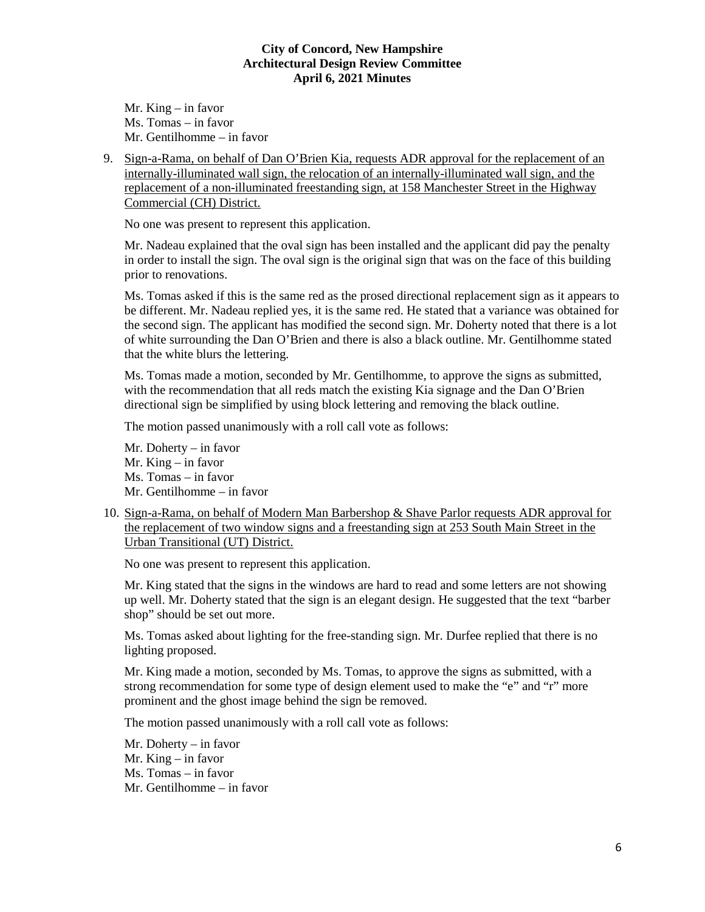Mr. King – in favor
Ms. Tomas – in favor
Mr. Gentilhomme – in favor

9. Sign-a-Rama, on behalf of Dan O'Brien Kia, requests ADR approval for the replacement of an internally-illuminated wall sign, the relocation of an internally-illuminated wall sign, and the replacement of a non-illuminated freestanding sign, at 158 Manchester Street in the Highway Commercial (CH) District.

   No one was present to represent this application.

   Mr. Nadeau explained that the oval sign has been installed and the applicant did pay the penalty in order to install the sign. The oval sign is the original sign that was on the face of this building prior to renovations.

   Ms. Tomas asked if this is the same red as the prosed directional replacement sign as it appears to be different. Mr. Nadeau replied yes, it is the same red. He stated that a variance was obtained for the second sign. The applicant has modified the second sign. Mr. Doherty noted that there is a lot of white surrounding the Dan O'Brien and there is also a black outline. Mr. Gentilhomme stated that the white blurs the lettering.

   Ms. Tomas made a motion, seconded by Mr. Gentilhomme, to approve the signs as submitted, with the recommendation that all reds match the existing Kia signage and the Dan O'Brien directional sign be simplified by using block lettering and removing the black outline.

   The motion passed unanimously with a roll call vote as follows:

   Mr. Doherty – in favor
   Mr. King – in favor
   Ms. Tomas – in favor
   Mr. Gentilhomme – in favor

10. Sign-a-Rama, on behalf of Modern Man Barbershop & Shave Parlor requests ADR approval for the replacement of two window signs and a freestanding sign at 253 South Main Street in the Urban Transitional (UT) District.

    No one was present to represent this application.

    Mr. King stated that the signs in the windows are hard to read and some letters are not showing up well. Mr. Doherty stated that the sign is an elegant design. He suggested that the text "barber shop" should be set out more.

    Ms. Tomas asked about lighting for the free-standing sign. Mr. Durfee replied that there is no lighting proposed.

    Mr. King made a motion, seconded by Ms. Tomas, to approve the signs as submitted, with a strong recommendation for some type of design element used to make the "e" and "r" more prominent and the ghost image behind the sign be removed.

    The motion passed unanimously with a roll call vote as follows:

    Mr. Doherty – in favor
    Mr. King – in favor
    Ms. Tomas – in favor
    Mr. Gentilhomme – in favor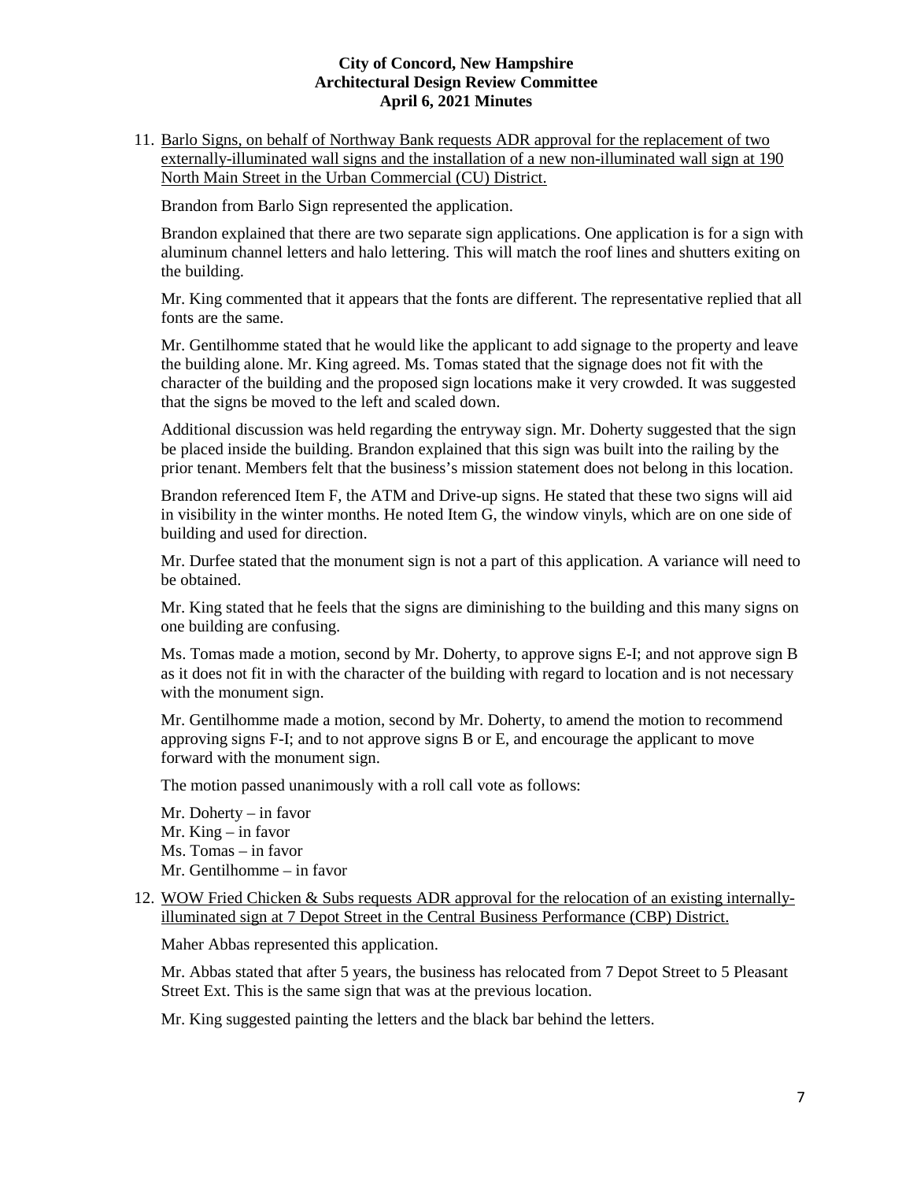11. Barlo Signs, on behalf of Northway Bank requests ADR approval for the replacement of two externally-illuminated wall signs and the installation of a new non-illuminated wall sign at 190 North Main Street in the Urban Commercial (CU) District.

    Brandon from Barlo Sign represented the application.

    Brandon explained that there are two separate sign applications. One application is for a sign with aluminum channel letters and halo lettering. This will match the roof lines and shutters exiting on the building.

    Mr. King commented that it appears that the fonts are different. The representative replied that all fonts are the same.

    Mr. Gentilhomme stated that he would like the applicant to add signage to the property and leave the building alone. Mr. King agreed. Ms. Tomas stated that the signage does not fit with the character of the building and the proposed sign locations make it very crowded. It was suggested that the signs be moved to the left and scaled down.

    Additional discussion was held regarding the entryway sign. Mr. Doherty suggested that the sign be placed inside the building. Brandon explained that this sign was built into the railing by the prior tenant. Members felt that the business's mission statement does not belong in this location.

    Brandon referenced Item F, the ATM and Drive-up signs. He stated that these two signs will aid in visibility in the winter months. He noted Item G, the window vinyls, which are on one side of building and used for direction.

    Mr. Durfee stated that the monument sign is not a part of this application. A variance will need to be obtained.

    Mr. King stated that he feels that the signs are diminishing to the building and this many signs on one building are confusing.

    Ms. Tomas made a motion, second by Mr. Doherty, to approve signs E-I; and not approve sign B as it does not fit in with the character of the building with regard to location and is not necessary with the monument sign.

    Mr. Gentilhomme made a motion, second by Mr. Doherty, to amend the motion to recommend approving signs F-I; and to not approve signs B or E, and encourage the applicant to move forward with the monument sign.

    The motion passed unanimously with a roll call vote as follows:

    Mr. Doherty – in favor
    Mr. King – in favor
    Ms. Tomas – in favor
    Mr. Gentilhomme – in favor

12. WOW Fried Chicken & Subs requests ADR approval for the relocation of an existing internally-illuminated sign at 7 Depot Street in the Central Business Performance (CBP) District.

    Maher Abbas represented this application.

    Mr. Abbas stated that after 5 years, the business has relocated from 7 Depot Street to 5 Pleasant Street Ext. This is the same sign that was at the previous location.

    Mr. King suggested painting the letters and the black bar behind the letters.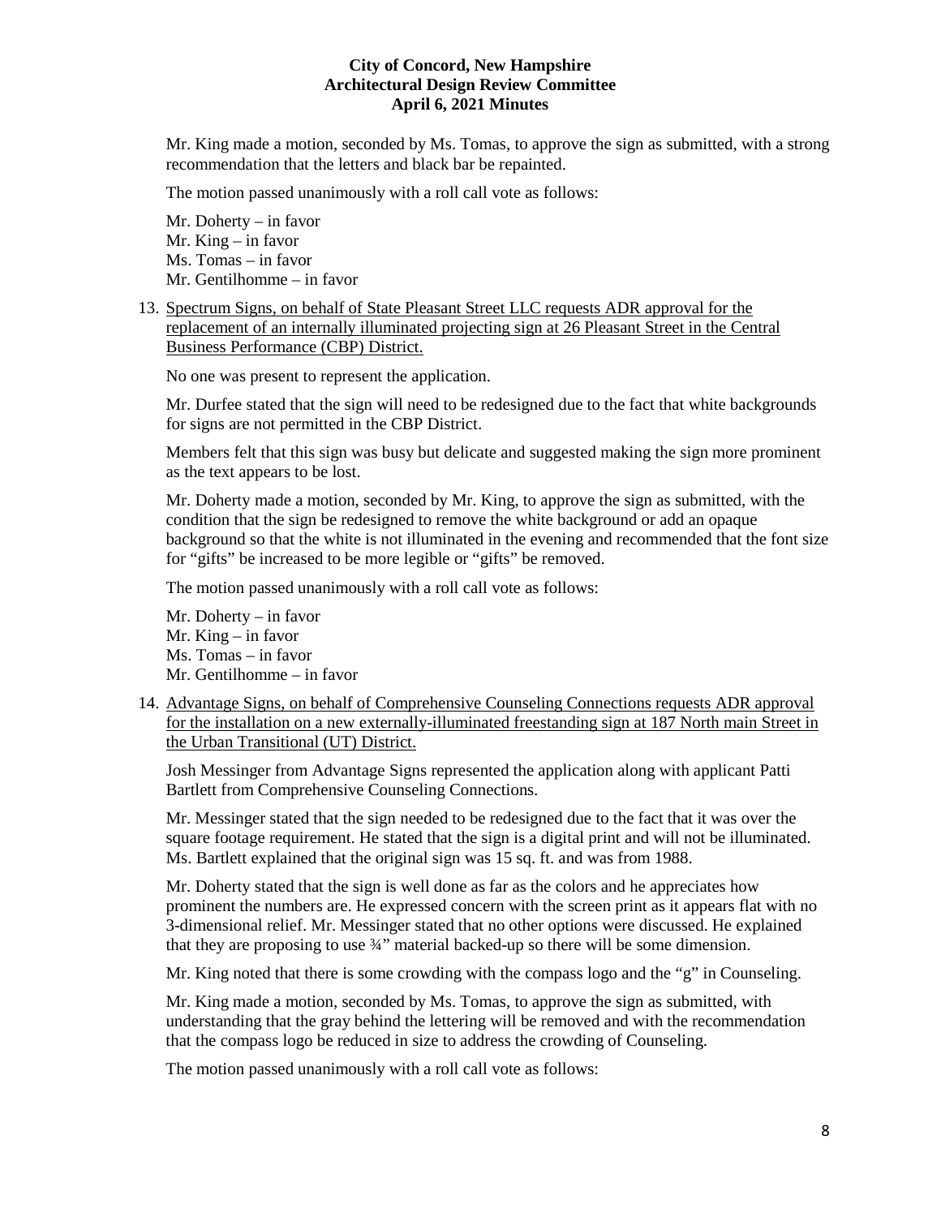Mr. King made a motion, seconded by Ms. Tomas, to approve the sign as submitted, with a strong recommendation that the letters and black bar be repainted.

The motion passed unanimously with a roll call vote as follows:

Mr. Doherty – in favor
Mr. King – in favor
Ms. Tomas – in favor
Mr. Gentilhomme – in favor

13. Spectrum Signs, on behalf of State Pleasant Street LLC requests ADR approval for the replacement of an internally illuminated projecting sign at 26 Pleasant Street in the Central Business Performance (CBP) District.

    No one was present to represent the application.

    Mr. Durfee stated that the sign will need to be redesigned due to the fact that white backgrounds for signs are not permitted in the CBP District.

    Members felt that this sign was busy but delicate and suggested making the sign more prominent as the text appears to be lost.

    Mr. Doherty made a motion, seconded by Mr. King, to approve the sign as submitted, with the condition that the sign be redesigned to remove the white background or add an opaque background so that the white is not illuminated in the evening and recommended that the font size for "gifts" be increased to be more legible or "gifts" be removed.

    The motion passed unanimously with a roll call vote as follows:

    Mr. Doherty – in favor
    Mr. King – in favor
    Ms. Tomas – in favor
    Mr. Gentilhomme – in favor

14. Advantage Signs, on behalf of Comprehensive Counseling Connections requests ADR approval for the installation on a new externally-illuminated freestanding sign at 187 North main Street in the Urban Transitional (UT) District.

    Josh Messinger from Advantage Signs represented the application along with applicant Patti Bartlett from Comprehensive Counseling Connections.

    Mr. Messinger stated that the sign needed to be redesigned due to the fact that it was over the square footage requirement. He stated that the sign is a digital print and will not be illuminated. Ms. Bartlett explained that the original sign was 15 sq. ft. and was from 1988.

    Mr. Doherty stated that the sign is well done as far as the colors and he appreciates how prominent the numbers are. He expressed concern with the screen print as it appears flat with no 3-dimensional relief. Mr. Messinger stated that no other options were discussed. He explained that they are proposing to use ¾" material backed-up so there will be some dimension.

    Mr. King noted that there is some crowding with the compass logo and the "g" in Counseling.

    Mr. King made a motion, seconded by Ms. Tomas, to approve the sign as submitted, with understanding that the gray behind the lettering will be removed and with the recommendation that the compass logo be reduced in size to address the crowding of Counseling.

    The motion passed unanimously with a roll call vote as follows: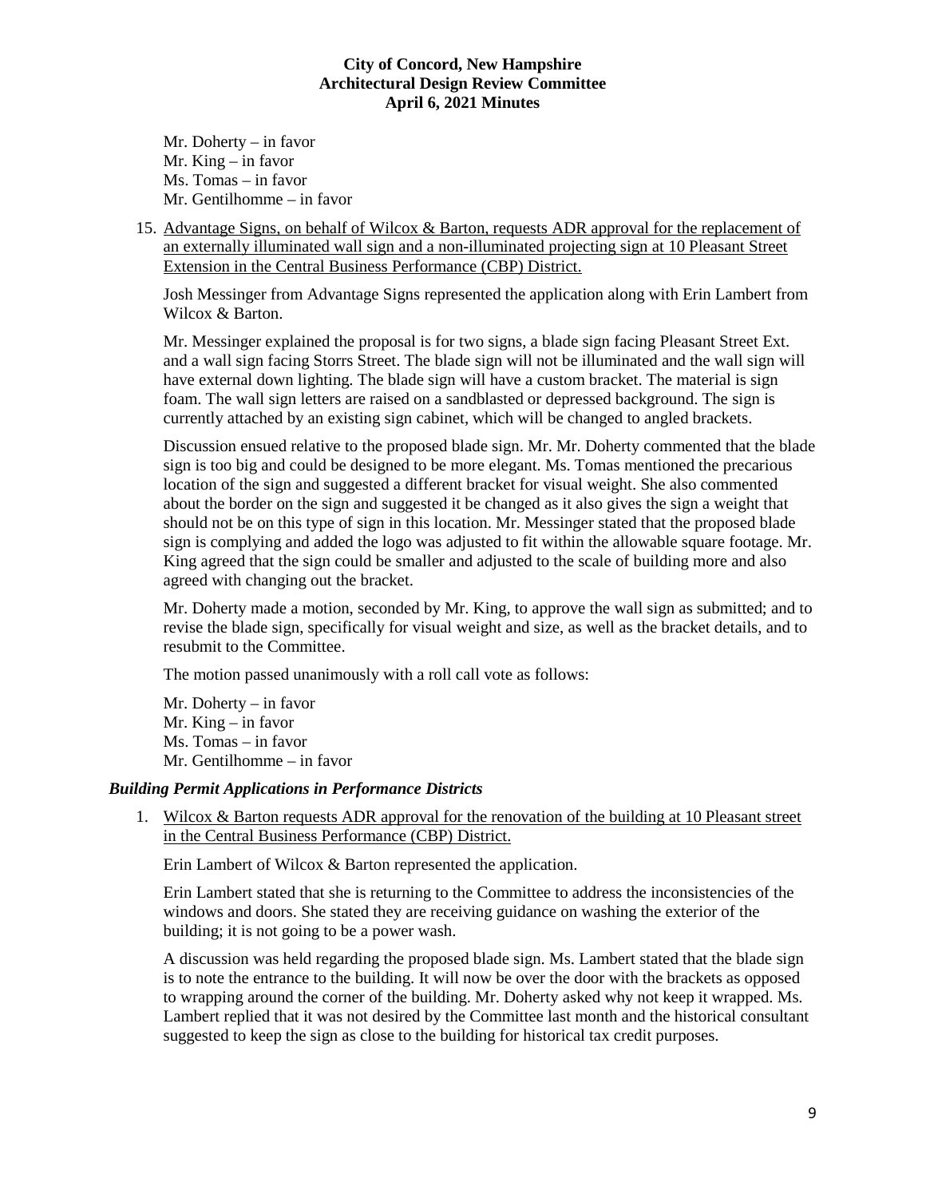Mr. Doherty – in favor
Mr. King – in favor
Ms. Tomas – in favor
Mr. Gentilhomme – in favor

15. Advantage Signs, on behalf of Wilcox & Barton, requests ADR approval for the replacement of an externally illuminated wall sign and a non-illuminated projecting sign at 10 Pleasant Street Extension in the Central Business Performance (CBP) District.

    Josh Messinger from Advantage Signs represented the application along with Erin Lambert from Wilcox & Barton.

    Mr. Messinger explained the proposal is for two signs, a blade sign facing Pleasant Street Ext. and a wall sign facing Storrs Street. The blade sign will not be illuminated and the wall sign will have external down lighting. The blade sign will have a custom bracket. The material is sign foam. The wall sign letters are raised on a sandblasted or depressed background. The sign is currently attached by an existing sign cabinet, which will be changed to angled brackets.

    Discussion ensued relative to the proposed blade sign. Mr. Mr. Doherty commented that the blade sign is too big and could be designed to be more elegant. Ms. Tomas mentioned the precarious location of the sign and suggested a different bracket for visual weight. She also commented about the border on the sign and suggested it be changed as it also gives the sign a weight that should not be on this type of sign in this location. Mr. Messinger stated that the proposed blade sign is complying and added the logo was adjusted to fit within the allowable square footage. Mr. King agreed that the sign could be smaller and adjusted to the scale of building more and also agreed with changing out the bracket.

    Mr. Doherty made a motion, seconded by Mr. King, to approve the wall sign as submitted; and to revise the blade sign, specifically for visual weight and size, as well as the bracket details, and to resubmit to the Committee.

    The motion passed unanimously with a roll call vote as follows:

    Mr. Doherty – in favor
    Mr. King – in favor
    Ms. Tomas – in favor
    Mr. Gentilhomme – in favor

### *Building Permit Applications in Performance Districts*

1. Wilcox & Barton requests ADR approval for the renovation of the building at 10 Pleasant street in the Central Business Performance (CBP) District.

    Erin Lambert of Wilcox & Barton represented the application.

    Erin Lambert stated that she is returning to the Committee to address the inconsistencies of the windows and doors. She stated they are receiving guidance on washing the exterior of the building; it is not going to be a power wash.

    A discussion was held regarding the proposed blade sign. Ms. Lambert stated that the blade sign is to note the entrance to the building. It will now be over the door with the brackets as opposed to wrapping around the corner of the building. Mr. Doherty asked why not keep it wrapped. Ms. Lambert replied that it was not desired by the Committee last month and the historical consultant suggested to keep the sign as close to the building for historical tax credit purposes.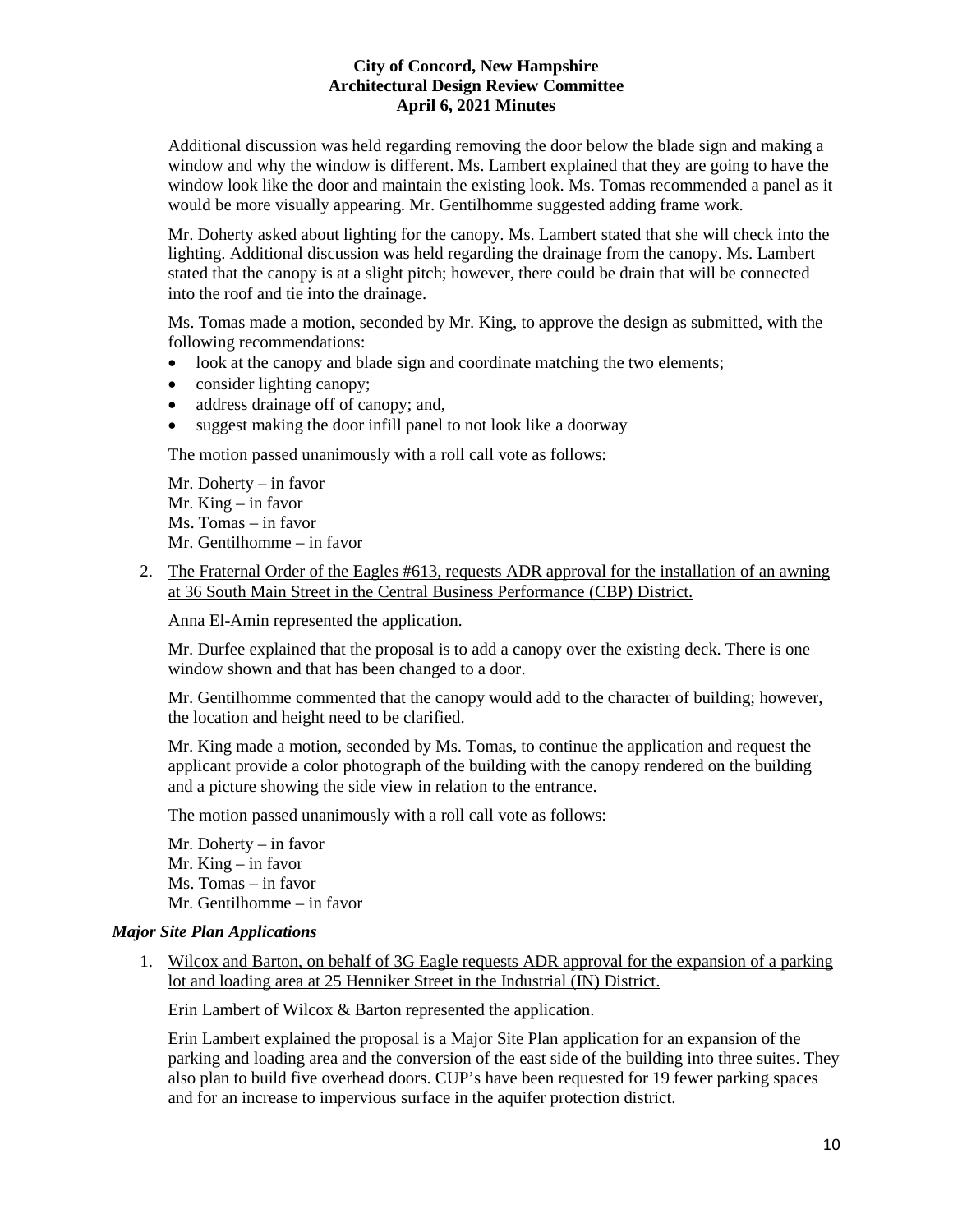Additional discussion was held regarding removing the door below the blade sign and making a window and why the window is different. Ms. Lambert explained that they are going to have the window look like the door and maintain the existing look. Ms. Tomas recommended a panel as it would be more visually appearing. Mr. Gentilhomme suggested adding frame work.

Mr. Doherty asked about lighting for the canopy. Ms. Lambert stated that she will check into the lighting. Additional discussion was held regarding the drainage from the canopy. Ms. Lambert stated that the canopy is at a slight pitch; however, there could be drain that will be connected into the roof and tie into the drainage.

Ms. Tomas made a motion, seconded by Mr. King, to approve the design as submitted, with the following recommendations:

- look at the canopy and blade sign and coordinate matching the two elements;
- consider lighting canopy;
- address drainage off of canopy; and,
- suggest making the door infill panel to not look like a doorway

The motion passed unanimously with a roll call vote as follows:

Mr. Doherty – in favor
Mr. King – in favor
Ms. Tomas – in favor
Mr. Gentilhomme – in favor

2. The Fraternal Order of the Eagles #613, requests ADR approval for the installation of an awning at 36 South Main Street in the Central Business Performance (CBP) District.

   Anna El-Amin represented the application.

   Mr. Durfee explained that the proposal is to add a canopy over the existing deck. There is one window shown and that has been changed to a door.

   Mr. Gentilhomme commented that the canopy would add to the character of building; however, the location and height need to be clarified.

   Mr. King made a motion, seconded by Ms. Tomas, to continue the application and request the applicant provide a color photograph of the building with the canopy rendered on the building and a picture showing the side view in relation to the entrance.

   The motion passed unanimously with a roll call vote as follows:

   Mr. Doherty – in favor
   Mr. King – in favor
   Ms. Tomas – in favor
   Mr. Gentilhomme – in favor

### *Major Site Plan Applications*

1. Wilcox and Barton, on behalf of 3G Eagle requests ADR approval for the expansion of a parking lot and loading area at 25 Henniker Street in the Industrial (IN) District.

   Erin Lambert of Wilcox & Barton represented the application.

   Erin Lambert explained the proposal is a Major Site Plan application for an expansion of the parking and loading area and the conversion of the east side of the building into three suites. They also plan to build five overhead doors. CUP's have been requested for 19 fewer parking spaces and for an increase to impervious surface in the aquifer protection district.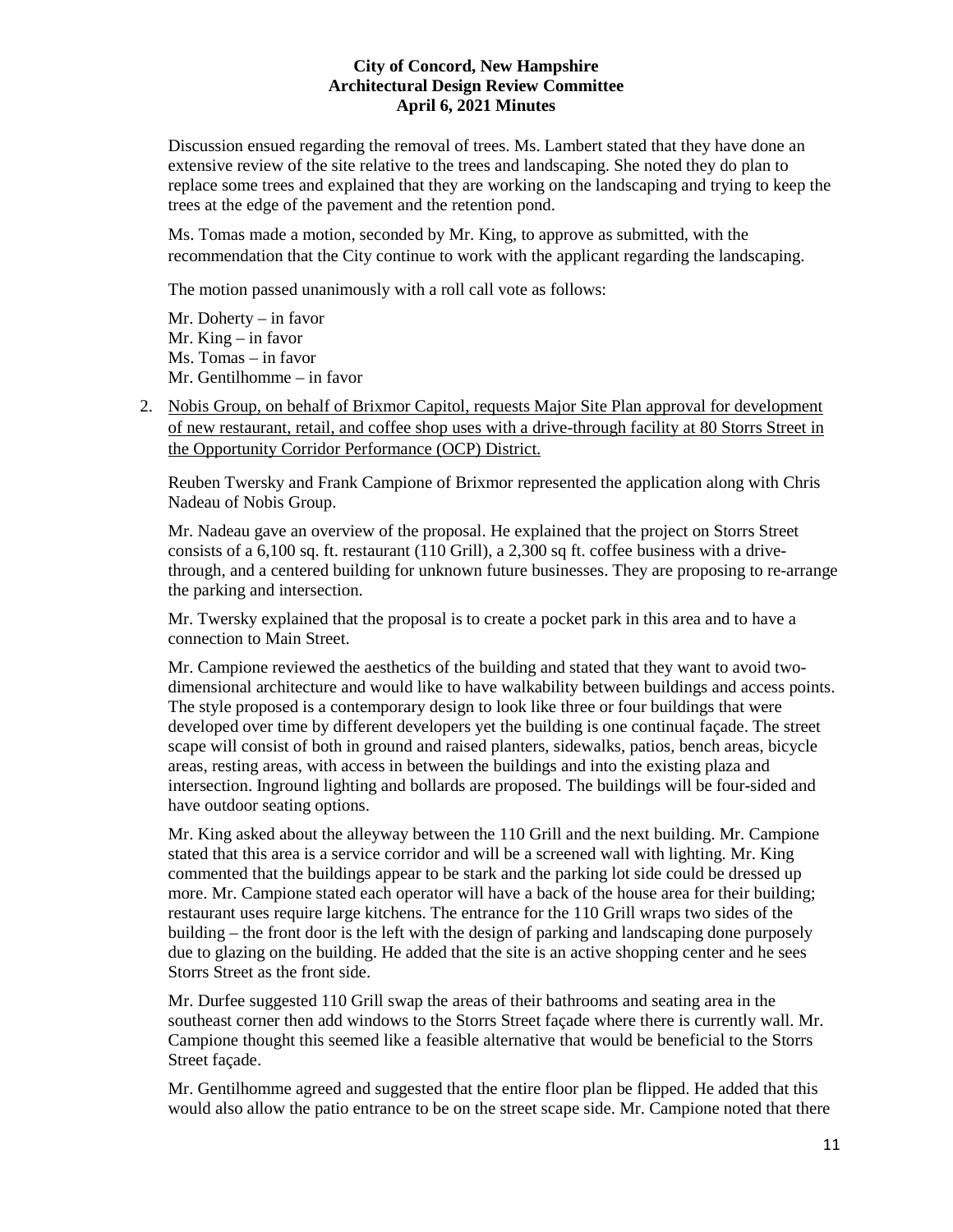Discussion ensued regarding the removal of trees. Ms. Lambert stated that they have done an extensive review of the site relative to the trees and landscaping. She noted they do plan to replace some trees and explained that they are working on the landscaping and trying to keep the trees at the edge of the pavement and the retention pond.

Ms. Tomas made a motion, seconded by Mr. King, to approve as submitted, with the recommendation that the City continue to work with the applicant regarding the landscaping.

The motion passed unanimously with a roll call vote as follows:

Mr. Doherty – in favor
Mr. King – in favor
Ms. Tomas – in favor
Mr. Gentilhomme – in favor

2. <u>Nobis Group, on behalf of Brixmor Capitol, requests Major Site Plan approval for development of new restaurant, retail, and coffee shop uses with a drive-through facility at 80 Storrs Street in the Opportunity Corridor Performance (OCP) District.</u>

   Reuben Twersky and Frank Campione of Brixmor represented the application along with Chris Nadeau of Nobis Group.

   Mr. Nadeau gave an overview of the proposal. He explained that the project on Storrs Street consists of a 6,100 sq. ft. restaurant (110 Grill), a 2,300 sq ft. coffee business with a drive-through, and a centered building for unknown future businesses. They are proposing to re-arrange the parking and intersection.

   Mr. Twersky explained that the proposal is to create a pocket park in this area and to have a connection to Main Street.

   Mr. Campione reviewed the aesthetics of the building and stated that they want to avoid two-dimensional architecture and would like to have walkability between buildings and access points. The style proposed is a contemporary design to look like three or four buildings that were developed over time by different developers yet the building is one continual façade. The street scape will consist of both in ground and raised planters, sidewalks, patios, bench areas, bicycle areas, resting areas, with access in between the buildings and into the existing plaza and intersection. Inground lighting and bollards are proposed. The buildings will be four-sided and have outdoor seating options.

   Mr. King asked about the alleyway between the 110 Grill and the next building. Mr. Campione stated that this area is a service corridor and will be a screened wall with lighting. Mr. King commented that the buildings appear to be stark and the parking lot side could be dressed up more. Mr. Campione stated each operator will have a back of the house area for their building; restaurant uses require large kitchens. The entrance for the 110 Grill wraps two sides of the building – the front door is the left with the design of parking and landscaping done purposely due to glazing on the building. He added that the site is an active shopping center and he sees Storrs Street as the front side.

   Mr. Durfee suggested 110 Grill swap the areas of their bathrooms and seating area in the southeast corner then add windows to the Storrs Street façade where there is currently wall. Mr. Campione thought this seemed like a feasible alternative that would be beneficial to the Storrs Street façade.

   Mr. Gentilhomme agreed and suggested that the entire floor plan be flipped. He added that this would also allow the patio entrance to be on the street scape side. Mr. Campione noted that there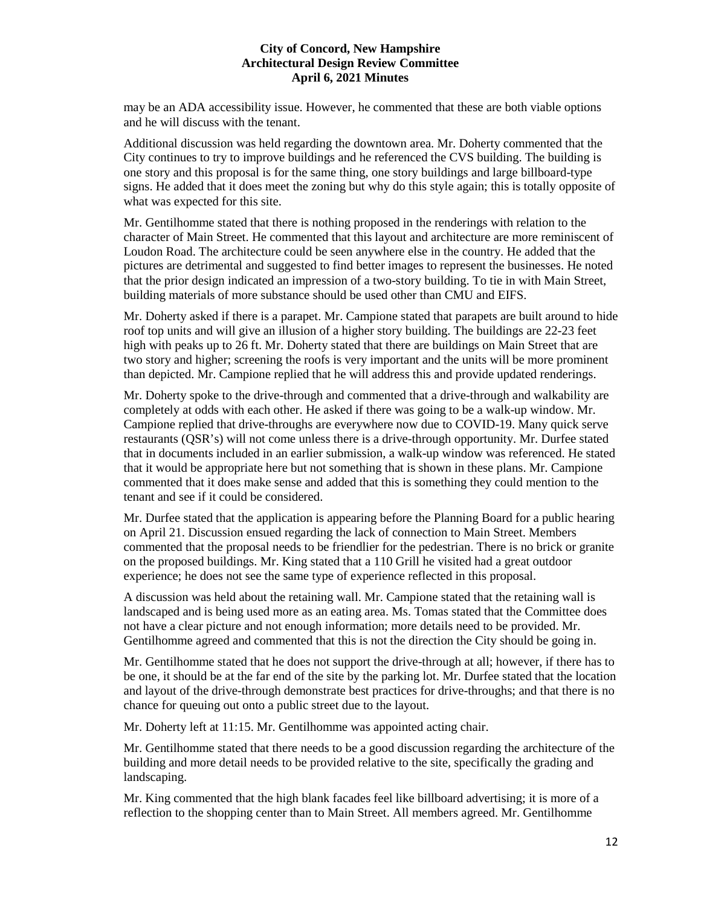may be an ADA accessibility issue. However, he commented that these are both viable options and he will discuss with the tenant.

Additional discussion was held regarding the downtown area. Mr. Doherty commented that the City continues to try to improve buildings and he referenced the CVS building. The building is one story and this proposal is for the same thing, one story buildings and large billboard-type signs. He added that it does meet the zoning but why do this style again; this is totally opposite of what was expected for this site.

Mr. Gentilhomme stated that there is nothing proposed in the renderings with relation to the character of Main Street. He commented that this layout and architecture are more reminiscent of Loudon Road. The architecture could be seen anywhere else in the country. He added that the pictures are detrimental and suggested to find better images to represent the businesses. He noted that the prior design indicated an impression of a two-story building. To tie in with Main Street, building materials of more substance should be used other than CMU and EIFS.

Mr. Doherty asked if there is a parapet. Mr. Campione stated that parapets are built around to hide roof top units and will give an illusion of a higher story building. The buildings are 22-23 feet high with peaks up to 26 ft. Mr. Doherty stated that there are buildings on Main Street that are two story and higher; screening the roofs is very important and the units will be more prominent than depicted. Mr. Campione replied that he will address this and provide updated renderings.

Mr. Doherty spoke to the drive-through and commented that a drive-through and walkability are completely at odds with each other. He asked if there was going to be a walk-up window. Mr. Campione replied that drive-throughs are everywhere now due to COVID-19. Many quick serve restaurants (QSR's) will not come unless there is a drive-through opportunity. Mr. Durfee stated that in documents included in an earlier submission, a walk-up window was referenced. He stated that it would be appropriate here but not something that is shown in these plans. Mr. Campione commented that it does make sense and added that this is something they could mention to the tenant and see if it could be considered.

Mr. Durfee stated that the application is appearing before the Planning Board for a public hearing on April 21. Discussion ensued regarding the lack of connection to Main Street. Members commented that the proposal needs to be friendlier for the pedestrian. There is no brick or granite on the proposed buildings. Mr. King stated that a 110 Grill he visited had a great outdoor experience; he does not see the same type of experience reflected in this proposal.

A discussion was held about the retaining wall. Mr. Campione stated that the retaining wall is landscaped and is being used more as an eating area. Ms. Tomas stated that the Committee does not have a clear picture and not enough information; more details need to be provided. Mr. Gentilhomme agreed and commented that this is not the direction the City should be going in.

Mr. Gentilhomme stated that he does not support the drive-through at all; however, if there has to be one, it should be at the far end of the site by the parking lot. Mr. Durfee stated that the location and layout of the drive-through demonstrate best practices for drive-throughs; and that there is no chance for queuing out onto a public street due to the layout.

Mr. Doherty left at 11:15. Mr. Gentilhomme was appointed acting chair.

Mr. Gentilhomme stated that there needs to be a good discussion regarding the architecture of the building and more detail needs to be provided relative to the site, specifically the grading and landscaping.

Mr. King commented that the high blank facades feel like billboard advertising; it is more of a reflection to the shopping center than to Main Street. All members agreed. Mr. Gentilhomme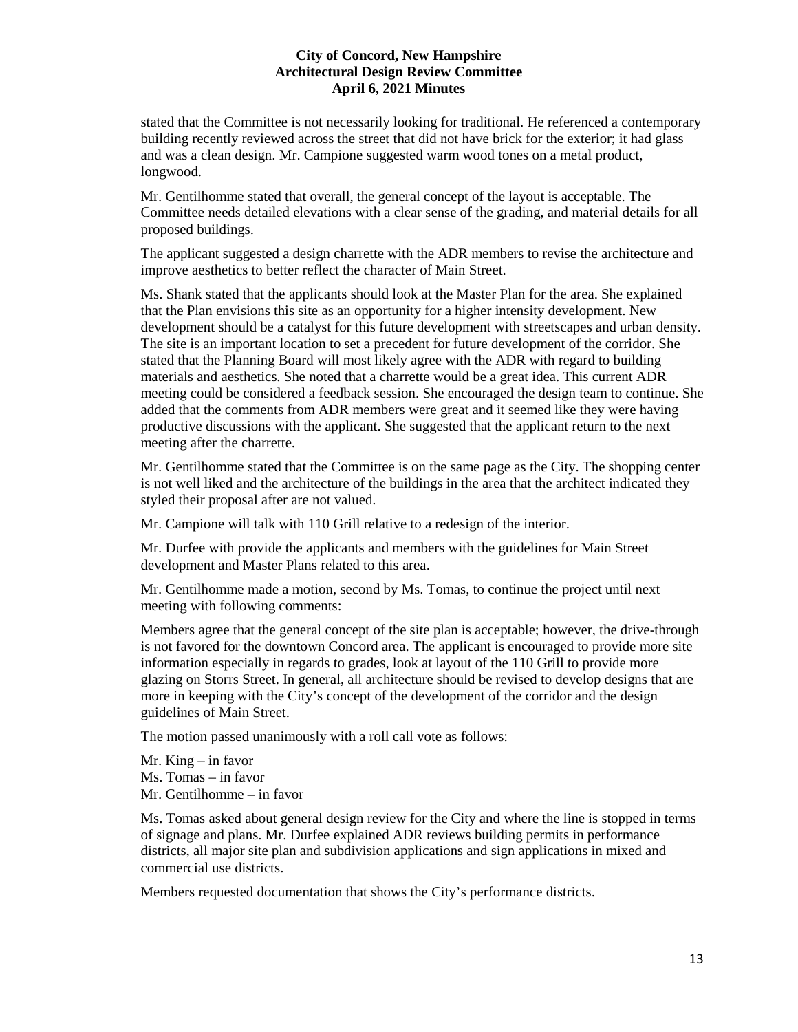stated that the Committee is not necessarily looking for traditional. He referenced a contemporary building recently reviewed across the street that did not have brick for the exterior; it had glass and was a clean design. Mr. Campione suggested warm wood tones on a metal product, longwood.

Mr. Gentilhomme stated that overall, the general concept of the layout is acceptable. The Committee needs detailed elevations with a clear sense of the grading, and material details for all proposed buildings.

The applicant suggested a design charrette with the ADR members to revise the architecture and improve aesthetics to better reflect the character of Main Street.

Ms. Shank stated that the applicants should look at the Master Plan for the area. She explained that the Plan envisions this site as an opportunity for a higher intensity development. New development should be a catalyst for this future development with streetscapes and urban density. The site is an important location to set a precedent for future development of the corridor. She stated that the Planning Board will most likely agree with the ADR with regard to building materials and aesthetics. She noted that a charrette would be a great idea. This current ADR meeting could be considered a feedback session. She encouraged the design team to continue. She added that the comments from ADR members were great and it seemed like they were having productive discussions with the applicant. She suggested that the applicant return to the next meeting after the charrette.

Mr. Gentilhomme stated that the Committee is on the same page as the City. The shopping center is not well liked and the architecture of the buildings in the area that the architect indicated they styled their proposal after are not valued.

Mr. Campione will talk with 110 Grill relative to a redesign of the interior.

Mr. Durfee with provide the applicants and members with the guidelines for Main Street development and Master Plans related to this area.

Mr. Gentilhomme made a motion, second by Ms. Tomas, to continue the project until next meeting with following comments:

Members agree that the general concept of the site plan is acceptable; however, the drive-through is not favored for the downtown Concord area. The applicant is encouraged to provide more site information especially in regards to grades, look at layout of the 110 Grill to provide more glazing on Storrs Street. In general, all architecture should be revised to develop designs that are more in keeping with the City's concept of the development of the corridor and the design guidelines of Main Street.

The motion passed unanimously with a roll call vote as follows:

Mr. King – in favor
Ms. Tomas – in favor
Mr. Gentilhomme – in favor

Ms. Tomas asked about general design review for the City and where the line is stopped in terms of signage and plans. Mr. Durfee explained ADR reviews building permits in performance districts, all major site plan and subdivision applications and sign applications in mixed and commercial use districts.

Members requested documentation that shows the City's performance districts.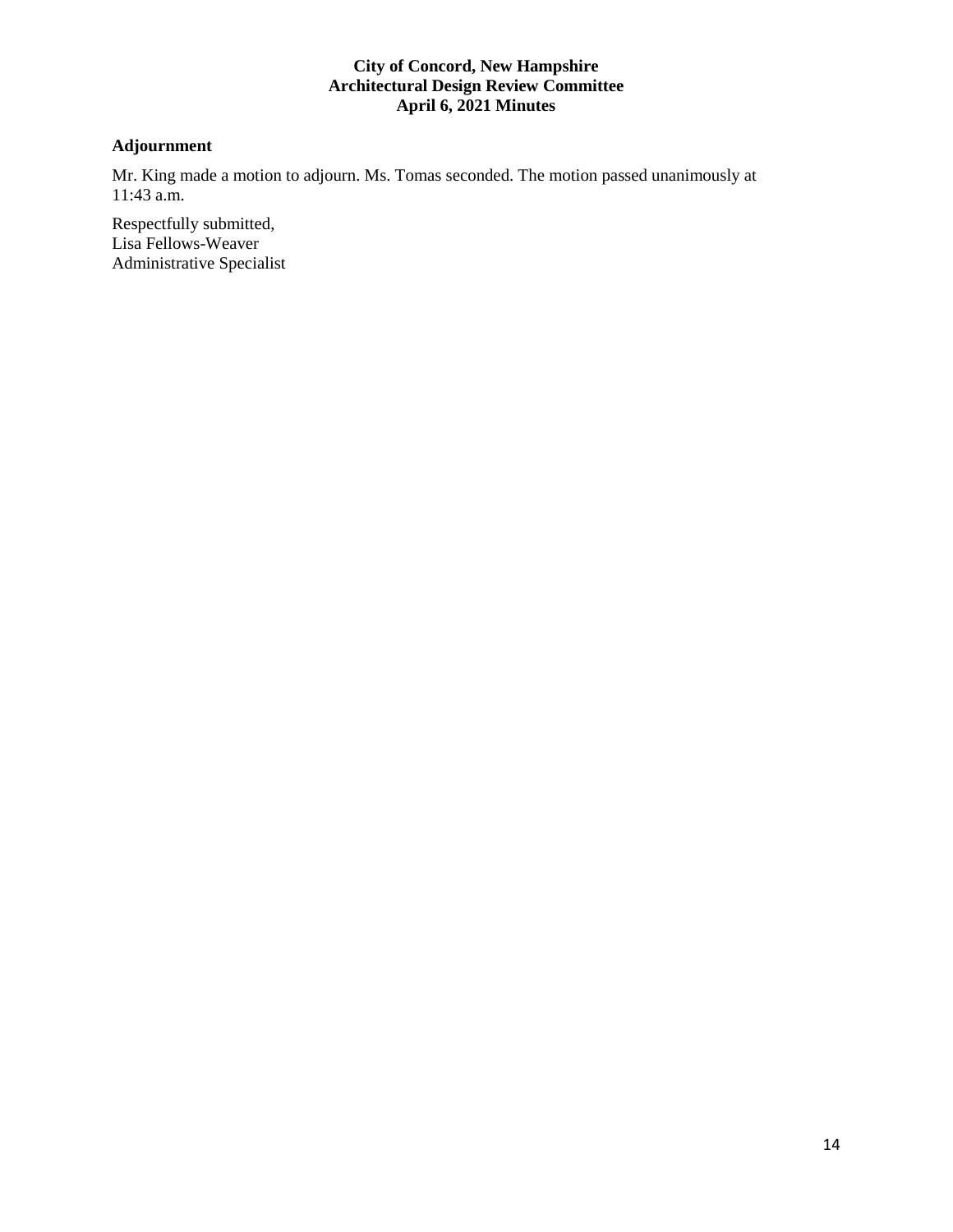## Adjournment

Mr. King made a motion to adjourn. Ms. Tomas seconded. The motion passed unanimously at 11:43 a.m.

Respectfully submitted,
Lisa Fellows-Weaver
Administrative Specialist